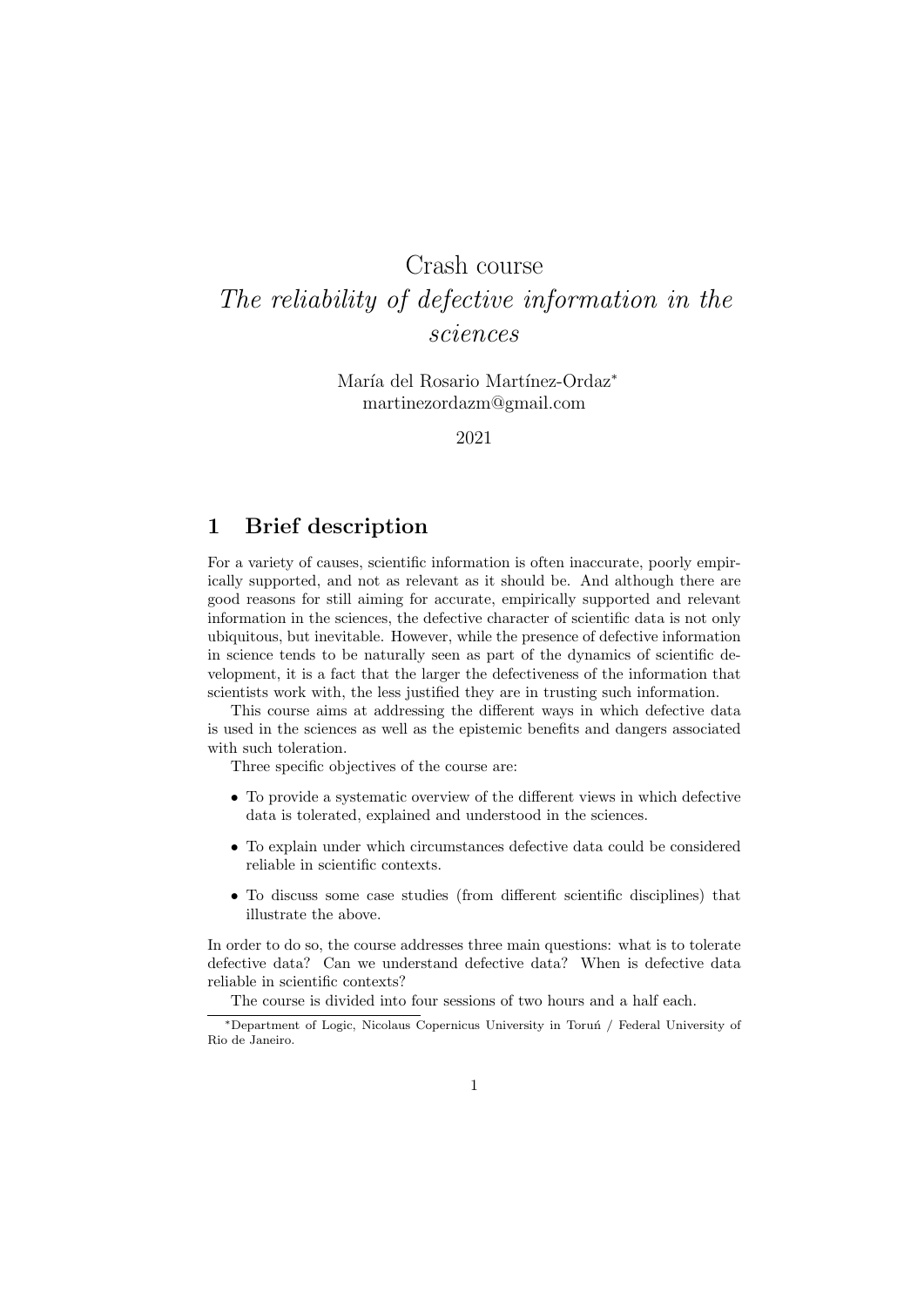# Crash course
# *The reliability of defective information in the sciences*

María del Rosario Martínez-Ordaz*
martinezordazm@gmail.com

2021

## 1 Brief description

For a variety of causes, scientific information is often inaccurate, poorly empirically supported, and not as relevant as it should be. And although there are good reasons for still aiming for accurate, empirically supported and relevant information in the sciences, the defective character of scientific data is not only ubiquitous, but inevitable. However, while the presence of defective information in science tends to be naturally seen as part of the dynamics of scientific development, it is a fact that the larger the defectiveness of the information that scientists work with, the less justified they are in trusting such information.

This course aims at addressing the different ways in which defective data is used in the sciences as well as the epistemic benefits and dangers associated with such toleration.

Three specific objectives of the course are:

- To provide a systematic overview of the different views in which defective data is tolerated, explained and understood in the sciences.
- To explain under which circumstances defective data could be considered reliable in scientific contexts.
- To discuss some case studies (from different scientific disciplines) that illustrate the above.

In order to do so, the course addresses three main questions: what is to tolerate defective data? Can we understand defective data? When is defective data reliable in scientific contexts?

The course is divided into four sessions of two hours and a half each.

---

*Department of Logic, Nicolaus Copernicus University in Toruń / Federal University of Rio de Janeiro.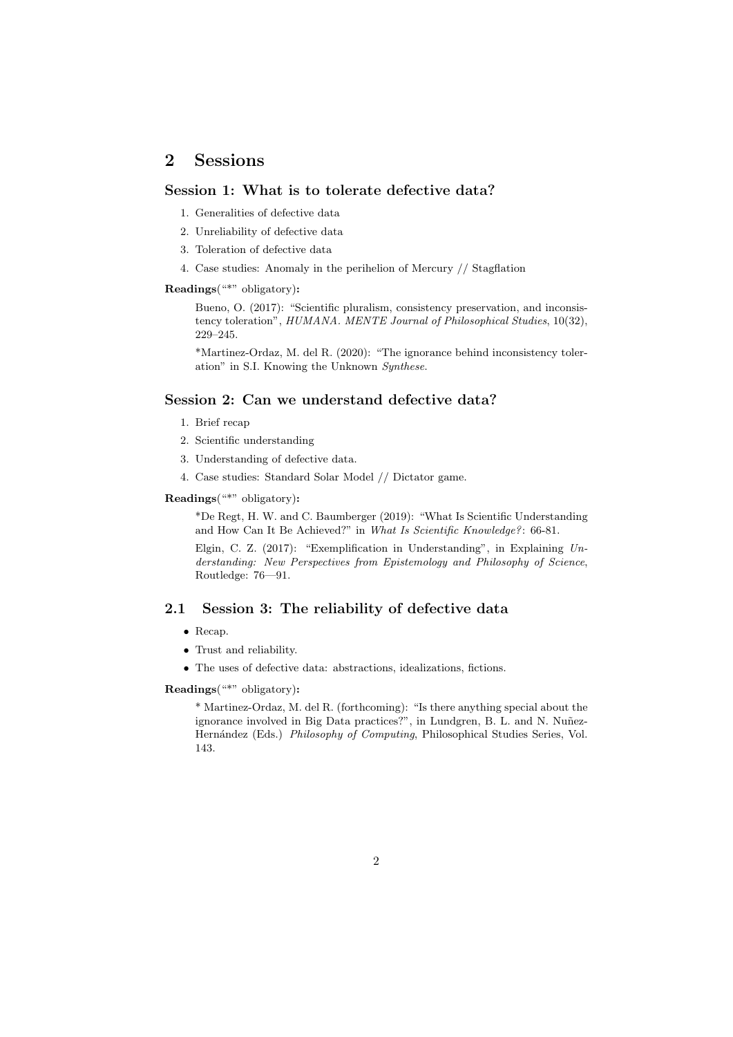# 2 Sessions

### Session 1: What is to tolerate defective data?

1. Generalities of defective data
2. Unreliability of defective data
3. Toleration of defective data
4. Case studies: Anomaly in the perihelion of Mercury // Stagflation

**Readings**("*" obligatory)**:**

> Bueno, O. (2017): "Scientific pluralism, consistency preservation, and inconsistency toleration", *HUMANA. MENTE Journal of Philosophical Studies*, 10(32), 229–245.
>
> *Martinez-Ordaz, M. del R. (2020): "The ignorance behind inconsistency toleration" in S.I. Knowing the Unknown *Synthese*.

### Session 2: Can we understand defective data?

1. Brief recap
2. Scientific understanding
3. Understanding of defective data.
4. Case studies: Standard Solar Model // Dictator game.

**Readings**("*" obligatory)**:**

> *De Regt, H. W. and C. Baumberger (2019): "What Is Scientific Understanding and How Can It Be Achieved?" in *What Is Scientific Knowledge?*: 66-81.
>
> Elgin, C. Z. (2017): "Exemplification in Understanding", in Explaining *Understanding: New Perspectives from Epistemology and Philosophy of Science*, Routledge: 76—91.

## 2.1 Session 3: The reliability of defective data

- Recap.
- Trust and reliability.
- The uses of defective data: abstractions, idealizations, fictions.

**Readings**("*" obligatory)**:**

> * Martinez-Ordaz, M. del R. (forthcoming): "Is there anything special about the ignorance involved in Big Data practices?", in Lundgren, B. L. and N. Nuñez-Hernández (Eds.) *Philosophy of Computing*, Philosophical Studies Series, Vol. 143.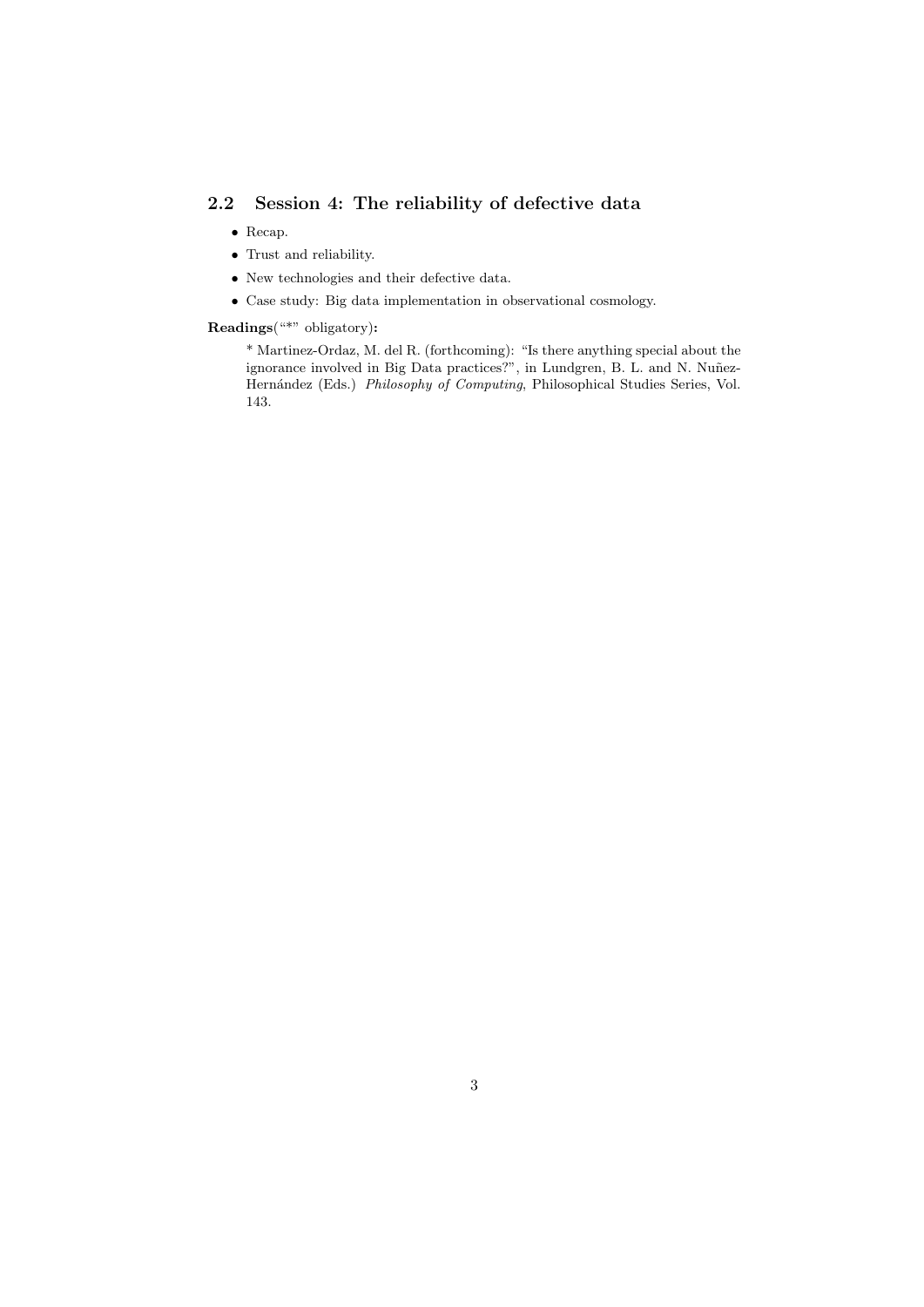## 2.2 Session 4: The reliability of defective data

- Recap.
- Trust and reliability.
- New technologies and their defective data.
- Case study: Big data implementation in observational cosmology.

**Readings**("*" obligatory)**:**

> * Martinez-Ordaz, M. del R. (forthcoming): "Is there anything special about the ignorance involved in Big Data practices?", in Lundgren, B. L. and N. Nuñez-Hernández (Eds.) *Philosophy of Computing*, Philosophical Studies Series, Vol. 143.